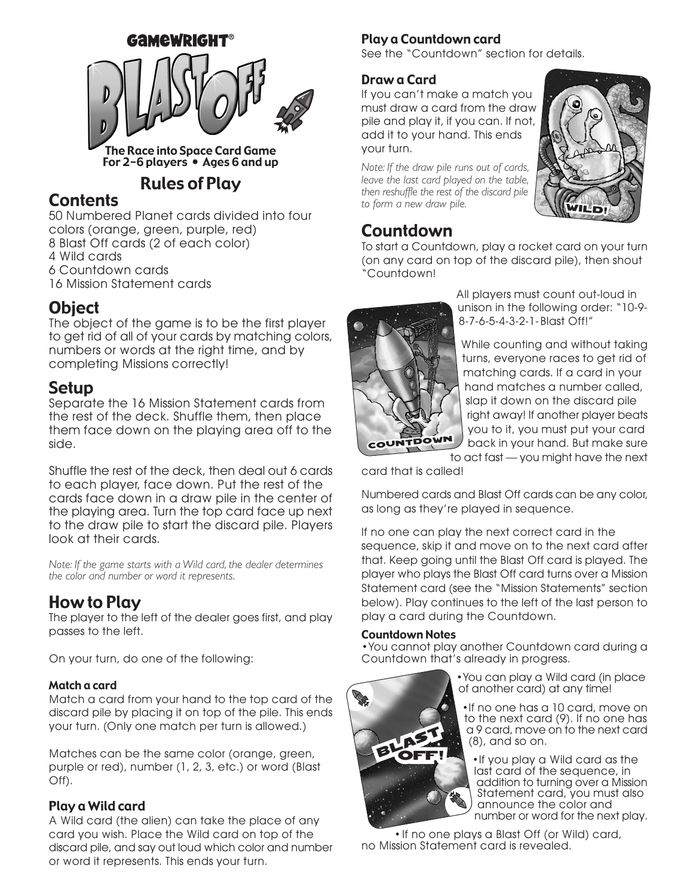GAMEWRIGHT®

# BLAST OFF™

**The Race into Space Card Game**
**For 2–6 players • Ages 6 and up**

## Rules of Play

## Contents

50 Numbered Planet cards divided into four colors (orange, green, purple, red)
8 Blast Off cards (2 of each color)
4 Wild cards
6 Countdown cards
16 Mission Statement cards

## Object

The object of the game is to be the first player to get rid of all of your cards by matching colors, numbers or words at the right time, and by completing Missions correctly!

## Setup

Separate the 16 Mission Statement cards from the rest of the deck. Shuffle them, then place them face down on the playing area off to the side.

Shuffle the rest of the deck, then deal out 6 cards to each player, face down. Put the rest of the cards face down in a draw pile in the center of the playing area. Turn the top card face up next to the draw pile to start the discard pile. Players look at their cards.

*Note: If the game starts with a Wild card, the dealer determines the color and number or word it represents.*

## How to Play

The player to the left of the dealer goes first, and play passes to the left.

On your turn, do one of the following:

### Match a card

Match a card from your hand to the top card of the discard pile by placing it on top of the pile. This ends your turn. (Only one match per turn is allowed.)

Matches can be the same color (orange, green, purple or red), number (1, 2, 3, etc.) or word (Blast Off).

### Play a Wild card

A Wild card (the alien) can take the place of any card you wish. Place the Wild card on top of the discard pile, and say out loud which color and number or word it represents. This ends your turn.

### Play a Countdown card

See the "Countdown" section for details.

### Draw a Card

If you can't make a match you must draw a card from the draw pile and play it, if you can. If not, add it to your hand. This ends your turn.

*Note: If the draw pile runs out of cards, leave the last card played on the table, then reshuffle the rest of the discard pile to form a new draw pile.*

## Countdown

To start a Countdown, play a rocket card on your turn (on any card on top of the discard pile), then shout "Countdown!

All players must count out-loud in unison in the following order: "10-9-8-7-6-5-4-3-2-1-Blast Off!"

While counting and without taking turns, everyone races to get rid of matching cards. If a card in your hand matches a number called, slap it down on the discard pile right away! If another player beats you to it, you must put your card back in your hand. But make sure to act fast — you might have the next card that is called!

Numbered cards and Blast Off cards can be any color, as long as they're played in sequence.

If no one can play the next correct card in the sequence, skip it and move on to the next card after that. Keep going until the Blast Off card is played. The player who plays the Blast Off card turns over a Mission Statement card (see the "Mission Statements" section below). Play continues to the left of the last person to play a card during the Countdown.

### Countdown Notes

- You cannot play another Countdown card during a Countdown that's already in progress.
- You can play a Wild card (in place of another card) at any time!
- If no one has a 10 card, move on to the next card (9). If no one has a 9 card, move on to the next card (8), and so on.
- If you play a Wild card as the last card of the sequence, in addition to turning over a Mission Statement card, you must also announce the color and number or word for the next play.
- If no one plays a Blast Off (or Wild) card, no Mission Statement card is revealed.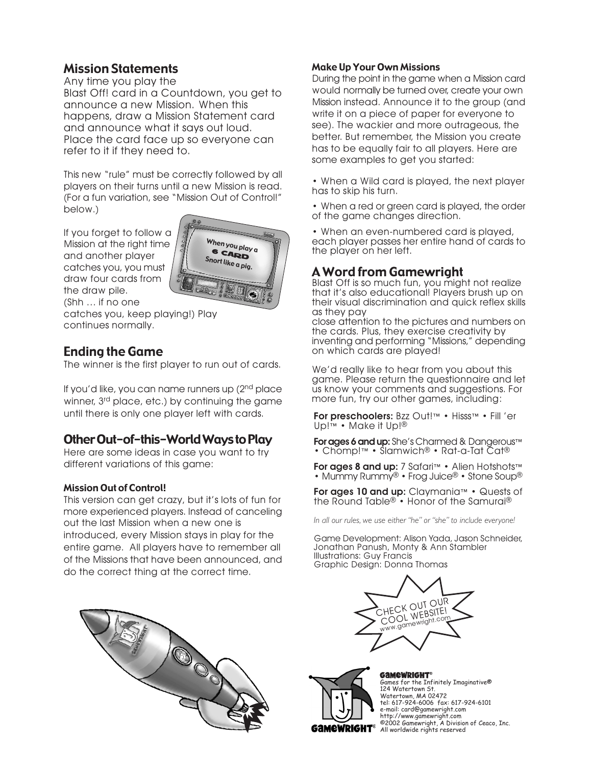## Mission Statements

Any time you play the Blast Off! card in a Countdown, you get to announce a new Mission. When this happens, draw a Mission Statement card and announce what it says out loud. Place the card face up so everyone can refer to it if they need to.

This new "rule" must be correctly followed by all players on their turns until a new Mission is read. (For a fun variation, see "Mission Out of Control!" below.)

If you forget to follow a Mission at the right time and another player catches you, you must draw four cards from the draw pile. (Shh … if no one catches you, keep playing!) Play continues normally.

When you play a
6 CARD
Snort like a pig.

## Ending the Game

The winner is the first player to run out of cards.

If you'd like, you can name runners up (2nd place winner, 3rd place, etc.) by continuing the game until there is only one player left with cards.

## Other Out-of-this-World Ways to Play

Here are some ideas in case you want to try different variations of this game:

### Mission Out of Control!

This version can get crazy, but it's lots of fun for more experienced players. Instead of canceling out the last Mission when a new one is introduced, every Mission stays in play for the entire game. All players have to remember all of the Missions that have been announced, and do the correct thing at the correct time.

### Make Up Your Own Missions

During the point in the game when a Mission card would normally be turned over, create your own Mission instead. Announce it to the group (and write it on a piece of paper for everyone to see). The wackier and more outrageous, the better. But remember, the Mission you create has to be equally fair to all players. Here are some examples to get you started:

- When a Wild card is played, the next player has to skip his turn.
- When a red or green card is played, the order of the game changes direction.
- When an even-numbered card is played, each player passes her entire hand of cards to the player on her left.

## A Word from Gamewright

Blast Off is so much fun, you might not realize that it's also educational! Players brush up on their visual discrimination and quick reflex skills as they pay close attention to the pictures and numbers on the cards. Plus, they exercise creativity by inventing and performing "Missions," depending on which cards are played!

We'd really like to hear from you about this game. Please return the questionnaire and let us know your comments and suggestions. For more fun, try our other games, including:

**For preschoolers:** Bzz Out!™ • Hisss™ • Fill 'er Up!™ • Make it Up!®

**For ages 6 and up:** She's Charmed & Dangerous™ • Chomp!™ • Slamwich® • Rat-a-Tat Cat®

**For ages 8 and up:** 7 Safari™ • Alien Hotshots™ • Mummy Rummy® • Frog Juice® • Stone Soup®

**For ages 10 and up:** Claymania™ • Quests of the Round Table® • Honor of the Samurai®

*In all our rules, we use either "he" or "she" to include everyone!*

Game Development: Alison Yada, Jason Schneider, Jonathan Panush, Monty & Ann Stambler
Illustrations: Guy Francis
Graphic Design: Donna Thomas

CHECK OUT OUR COOL WEBSITE!
www.gamewright.com

GAMEWRIGHT®
Games for the Infinitely Imaginative®
124 Watertown St.
Watertown, MA 02472
tel: 617-924-6006 fax: 617-924-6101
e-mail: card@gamewright.com
http://www.gamewright.com
©2002 Gamewright, A Division of Ceaco, Inc.
All worldwide rights reserved